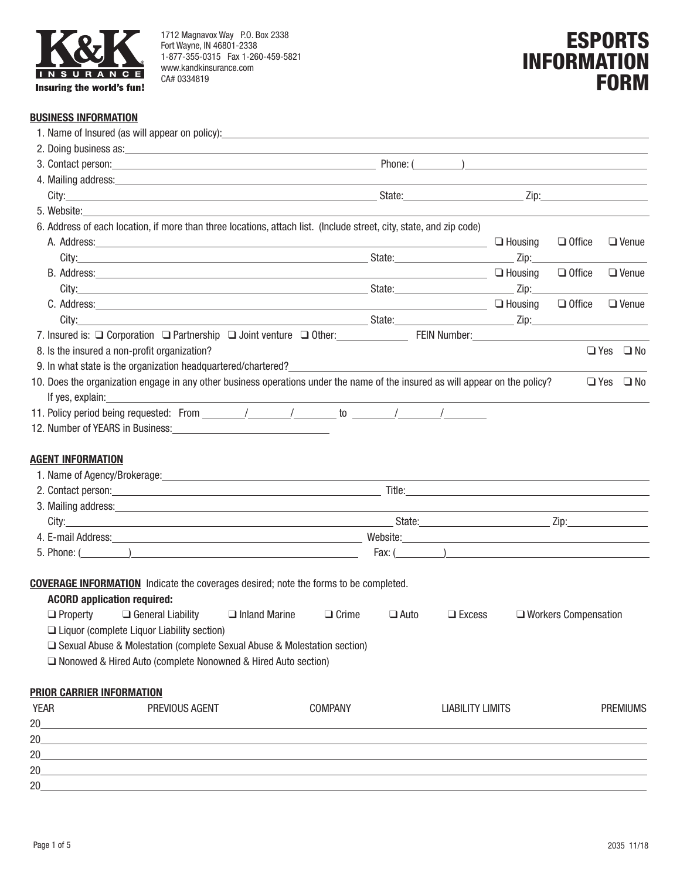K&K INSURANCE
Insuring the world's fun!

1712 Magnavox Way P.O. Box 2338
Fort Wayne, IN 46801-2338
1-877-355-0315 Fax 1-260-459-5821
www.kandkinsurance.com
CA# 0334819

# ESPORTS INFORMATION FORM

## BUSINESS INFORMATION

1. Name of Insured (as will appear on policy): ____________________
2. Doing business as: ____________________
3. Contact person: ____________________ Phone: (______) ____________________
4. Mailing address: ____________________
   City: ____________________ State: ____________ Zip: ____________
5. Website: ____________________
6. Address of each location, if more than three locations, attach list. (Include street, city, state, and zip code)
   A. Address: ____________________ ❑ Housing ❑ Office ❑ Venue
      City: ____________________ State: ____________ Zip: ____________
   B. Address: ____________________ ❑ Housing ❑ Office ❑ Venue
      City: ____________________ State: ____________ Zip: ____________
   C. Address: ____________________ ❑ Housing ❑ Office ❑ Venue
      City: ____________________ State: ____________ Zip: ____________
7. Insured is: ❑ Corporation ❑ Partnership ❑ Joint venture ❑ Other: __________ FEIN Number: ____________
8. Is the insured a non-profit organization? ❑ Yes ❑ No
9. In what state is the organization headquartered/chartered? ____________________
10. Does the organization engage in any other business operations under the name of the insured as will appear on the policy? ❑ Yes ❑ No
    If yes, explain: ____________________
11. Policy period being requested: From ______/______/______ to ______/______/______
12. Number of YEARS in Business: ____________

## AGENT INFORMATION

1. Name of Agency/Brokerage: ____________________
2. Contact person: ____________________ Title: ____________________
3. Mailing address: ____________________
   City: ____________________ State: ____________ Zip: ____________
4. E-mail Address: ____________________ Website: ____________________
5. Phone: (______) ____________________ Fax: (______) ____________________

## COVERAGE INFORMATION

Indicate the coverages desired; note the forms to be completed.

**ACORD application required:**

❑ Property ❑ General Liability ❑ Inland Marine ❑ Crime ❑ Auto ❑ Excess ❑ Workers Compensation

❑ Liquor (complete Liquor Liability section)

❑ Sexual Abuse & Molestation (complete Sexual Abuse & Molestation section)

❑ Nonowed & Hired Auto (complete Nonowned & Hired Auto section)

## PRIOR CARRIER INFORMATION

| YEAR | PREVIOUS AGENT | COMPANY | LIABILITY LIMITS | PREMIUMS |
|---|---|---|---|---|
| 20 | | | | |
| 20 | | | | |
| 20 | | | | |
| 20 | | | | |
| 20 | | | | |

2035 11/18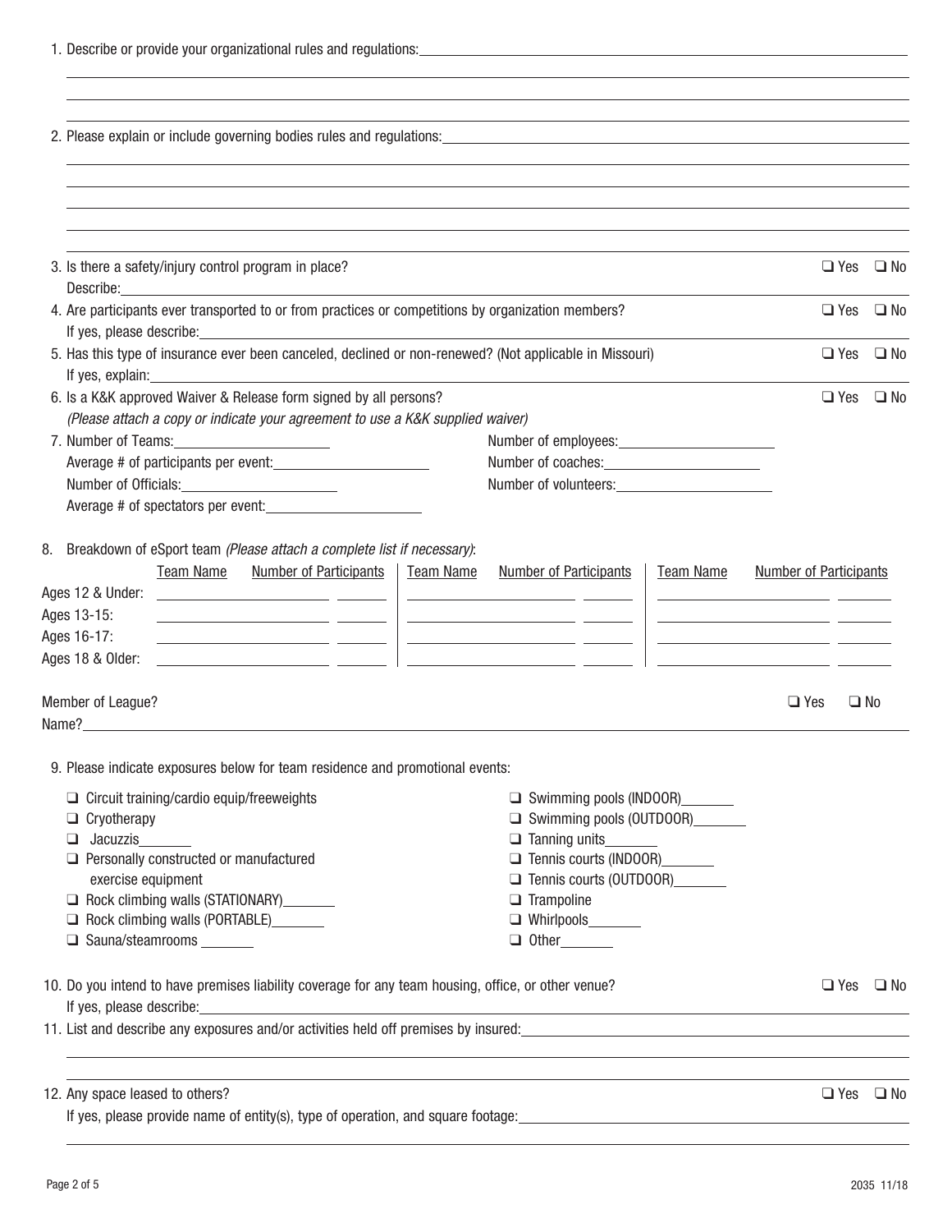1. Describe or provide your organizational rules and regulations: ____________________

2. Please explain or include governing bodies rules and regulations: ____________________

3. Is there a safety/injury control program in place? ❑ Yes ❑ No
   Describe: ____________________

4. Are participants ever transported to or from practices or competitions by organization members? ❑ Yes ❑ No
   If yes, please describe: ____________________

5. Has this type of insurance ever been canceled, declined or non-renewed? (Not applicable in Missouri) ❑ Yes ❑ No
   If yes, explain: ____________________

6. Is a K&K approved Waiver & Release form signed by all persons? ❑ Yes ❑ No
   *(Please attach a copy or indicate your agreement to use a K&K supplied waiver)*

7. Number of Teams: __________ Number of employees: __________
   Average # of participants per event: __________ Number of coaches: __________
   Number of Officials: __________ Number of volunteers: __________
   Average # of spectators per event: __________

8. Breakdown of eSport team *(Please attach a complete list if necessary)*:

| | Team Name | Number of Participants | Team Name | Number of Participants | Team Name | Number of Participants |
|---|---|---|---|---|---|---|
| Ages 12 & Under: | | | | | | |
| Ages 13-15: | | | | | | |
| Ages 16-17: | | | | | | |
| Ages 18 & Older: | | | | | | |

Member of League? ❑ Yes ❑ No
Name? ____________________

9. Please indicate exposures below for team residence and promotional events:

- ❑ Circuit training/cardio equip/freeweights
- ❑ Cryotherapy
- ❑ Jacuzzis_______
- ❑ Personally constructed or manufactured exercise equipment
- ❑ Rock climbing walls (STATIONARY)_______
- ❑ Rock climbing walls (PORTABLE)_______
- ❑ Sauna/steamrooms _______
- ❑ Swimming pools (INDOOR)_______
- ❑ Swimming pools (OUTDOOR)_______
- ❑ Tanning units_______
- ❑ Tennis courts (INDOOR)_______
- ❑ Tennis courts (OUTDOOR)_______
- ❑ Trampoline
- ❑ Whirlpools_______
- ❑ Other_______

10. Do you intend to have premises liability coverage for any team housing, office, or other venue? ❑ Yes ❑ No
    If yes, please describe: ____________________

11. List and describe any exposures and/or activities held off premises by insured: ____________________

12. Any space leased to others? ❑ Yes ❑ No
    If yes, please provide name of entity(s), type of operation, and square footage: ____________________

2035 11/18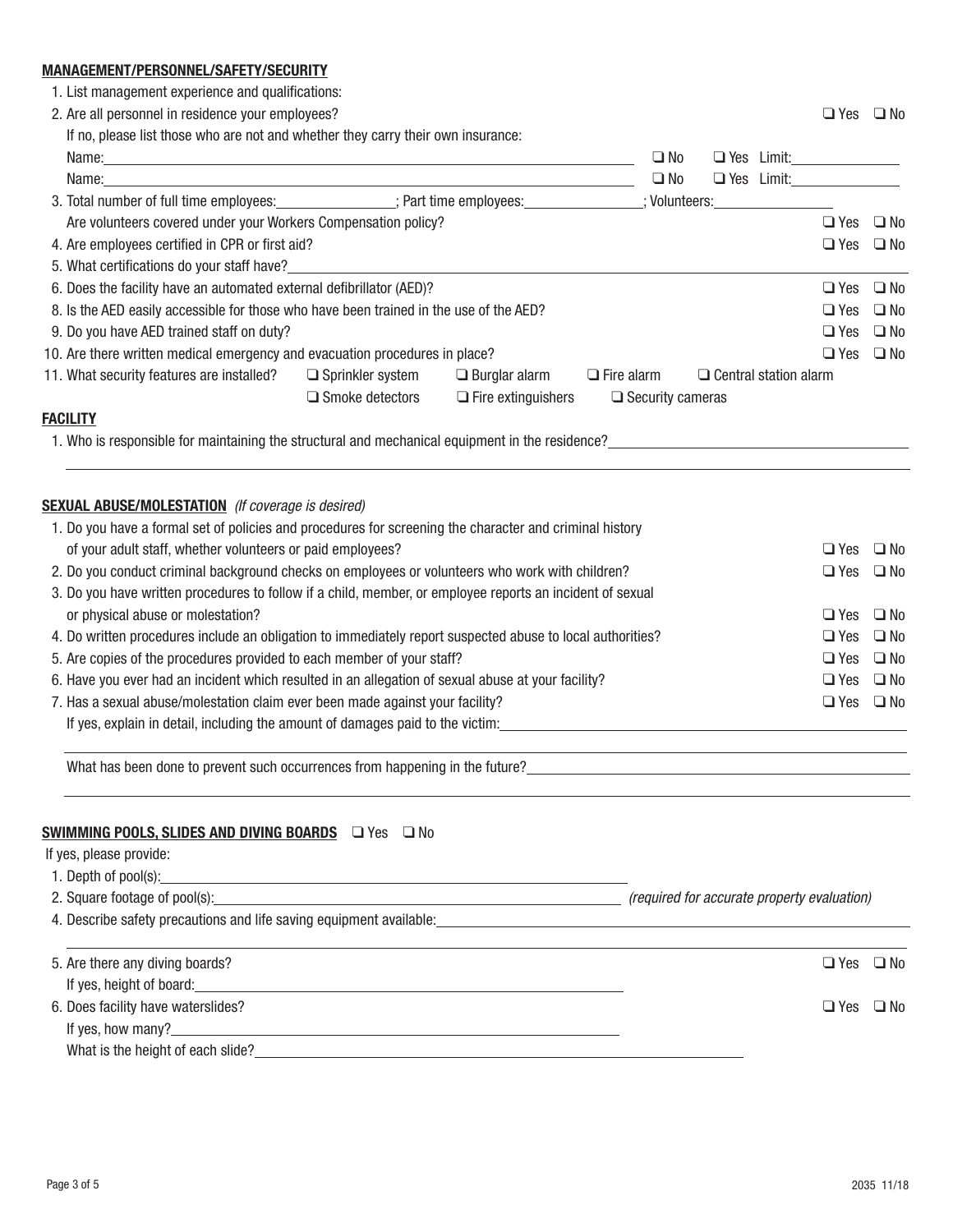**MANAGEMENT/PERSONNEL/SAFETY/SECURITY**

1. List management experience and qualifications:
2. Are all personnel in residence your employees? ❑ Yes ❑ No

   If no, please list those who are not and whether they carry their own insurance:

   Name:______________________________ ❑ No ❑ Yes Limit:__________

   Name:______________________________ ❑ No ❑ Yes Limit:__________
3. Total number of full time employees:__________; Part time employees:__________; Volunteers:__________

   Are volunteers covered under your Workers Compensation policy? ❑ Yes ❑ No
4. Are employees certified in CPR or first aid? ❑ Yes ❑ No
5. What certifications do your staff have?______________________________
6. Does the facility have an automated external defibrillator (AED)? ❑ Yes ❑ No
8. Is the AED easily accessible for those who have been trained in the use of the AED? ❑ Yes ❑ No
9. Do you have AED trained staff on duty? ❑ Yes ❑ No
10. Are there written medical emergency and evacuation procedures in place? ❑ Yes ❑ No
11. What security features are installed? ❑ Sprinkler system ❑ Burglar alarm ❑ Fire alarm ❑ Central station alarm ❑ Smoke detectors ❑ Fire extinguishers ❑ Security cameras

**FACILITY**

1. Who is responsible for maintaining the structural and mechanical equipment in the residence?______________________________

**SEXUAL ABUSE/MOLESTATION** *(If coverage is desired)*

1. Do you have a formal set of policies and procedures for screening the character and criminal history of your adult staff, whether volunteers or paid employees? ❑ Yes ❑ No
2. Do you conduct criminal background checks on employees or volunteers who work with children? ❑ Yes ❑ No
3. Do you have written procedures to follow if a child, member, or employee reports an incident of sexual or physical abuse or molestation? ❑ Yes ❑ No
4. Do written procedures include an obligation to immediately report suspected abuse to local authorities? ❑ Yes ❑ No
5. Are copies of the procedures provided to each member of your staff? ❑ Yes ❑ No
6. Have you ever had an incident which resulted in an allegation of sexual abuse at your facility? ❑ Yes ❑ No
7. Has a sexual abuse/molestation claim ever been made against your facility? ❑ Yes ❑ No

   If yes, explain in detail, including the amount of damages paid to the victim:______________________________

   What has been done to prevent such occurrences from happening in the future?______________________________

**SWIMMING POOLS, SLIDES AND DIVING BOARDS** ❑ Yes ❑ No

If yes, please provide:

1. Depth of pool(s):______________________________
2. Square footage of pool(s):______________________________ *(required for accurate property evaluation)*
4. Describe safety precautions and life saving equipment available:______________________________
5. Are there any diving boards? ❑ Yes ❑ No

   If yes, height of board:______________________________
6. Does facility have waterslides? ❑ Yes ❑ No

   If yes, how many?______________________________

   What is the height of each slide?______________________________

2035 11/18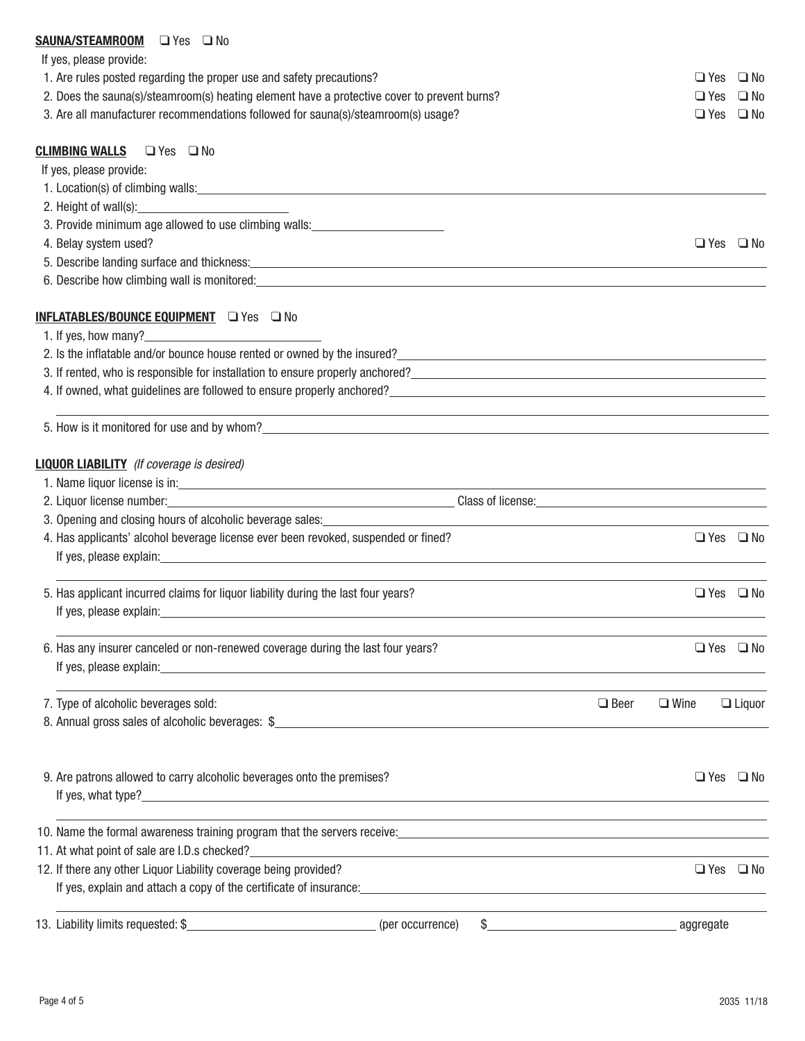**SAUNA/STEAMROOM** ❑ Yes ❑ No

If yes, please provide:

1. Are rules posted regarding the proper use and safety precautions? ❑ Yes ❑ No
2. Does the sauna(s)/steamroom(s) heating element have a protective cover to prevent burns? ❑ Yes ❑ No
3. Are all manufacturer recommendations followed for sauna(s)/steamroom(s) usage? ❑ Yes ❑ No

**CLIMBING WALLS** ❑ Yes ❑ No

If yes, please provide:

1. Location(s) of climbing walls: \_\_\_\_\_\_\_\_\_\_\_\_\_\_\_\_\_\_\_\_
2. Height of wall(s): \_\_\_\_\_\_\_\_\_\_\_\_\_\_\_\_\_\_\_\_
3. Provide minimum age allowed to use climbing walls: \_\_\_\_\_\_\_\_\_\_\_\_\_\_\_\_\_\_\_\_
4. Belay system used? ❑ Yes ❑ No
5. Describe landing surface and thickness: \_\_\_\_\_\_\_\_\_\_\_\_\_\_\_\_\_\_\_\_
6. Describe how climbing wall is monitored: \_\_\_\_\_\_\_\_\_\_\_\_\_\_\_\_\_\_\_\_

**INFLATABLES/BOUNCE EQUIPMENT** ❑ Yes ❑ No

1. If yes, how many? \_\_\_\_\_\_\_\_\_\_\_\_\_\_\_\_\_\_\_\_
2. Is the inflatable and/or bounce house rented or owned by the insured? \_\_\_\_\_\_\_\_\_\_\_\_\_\_\_\_\_\_\_\_
3. If rented, who is responsible for installation to ensure properly anchored? \_\_\_\_\_\_\_\_\_\_\_\_\_\_\_\_\_\_\_\_
4. If owned, what guidelines are followed to ensure properly anchored? \_\_\_\_\_\_\_\_\_\_\_\_\_\_\_\_\_\_\_\_
5. How is it monitored for use and by whom? \_\_\_\_\_\_\_\_\_\_\_\_\_\_\_\_\_\_\_\_

**LIQUOR LIABILITY** *(If coverage is desired)*

1. Name liquor license is in: \_\_\_\_\_\_\_\_\_\_\_\_\_\_\_\_\_\_\_\_
2. Liquor license number: \_\_\_\_\_\_\_\_\_\_\_\_\_\_\_\_\_\_\_\_ Class of license: \_\_\_\_\_\_\_\_\_\_\_\_\_\_\_\_\_\_\_\_
3. Opening and closing hours of alcoholic beverage sales: \_\_\_\_\_\_\_\_\_\_\_\_\_\_\_\_\_\_\_\_
4. Has applicants' alcohol beverage license ever been revoked, suspended or fined? ❑ Yes ❑ No
   If yes, please explain: \_\_\_\_\_\_\_\_\_\_\_\_\_\_\_\_\_\_\_\_
5. Has applicant incurred claims for liquor liability during the last four years? ❑ Yes ❑ No
   If yes, please explain: \_\_\_\_\_\_\_\_\_\_\_\_\_\_\_\_\_\_\_\_
6. Has any insurer canceled or non-renewed coverage during the last four years? ❑ Yes ❑ No
   If yes, please explain: \_\_\_\_\_\_\_\_\_\_\_\_\_\_\_\_\_\_\_\_
7. Type of alcoholic beverages sold: ❑ Beer ❑ Wine ❑ Liquor
8. Annual gross sales of alcoholic beverages: $ \_\_\_\_\_\_\_\_\_\_\_\_\_\_\_\_\_\_\_\_
9. Are patrons allowed to carry alcoholic beverages onto the premises? ❑ Yes ❑ No
   If yes, what type? \_\_\_\_\_\_\_\_\_\_\_\_\_\_\_\_\_\_\_\_
10. Name the formal awareness training program that the servers receive: \_\_\_\_\_\_\_\_\_\_\_\_\_\_\_\_\_\_\_\_
11. At what point of sale are I.D.s checked? \_\_\_\_\_\_\_\_\_\_\_\_\_\_\_\_\_\_\_\_
12. If there any other Liquor Liability coverage being provided? ❑ Yes ❑ No
    If yes, explain and attach a copy of the certificate of insurance: \_\_\_\_\_\_\_\_\_\_\_\_\_\_\_\_\_\_\_\_
13. Liability limits requested: $ \_\_\_\_\_\_\_\_\_\_\_\_\_\_\_\_\_\_\_\_ (per occurrence) $ \_\_\_\_\_\_\_\_\_\_\_\_\_\_\_\_\_\_\_\_ aggregate

2035 11/18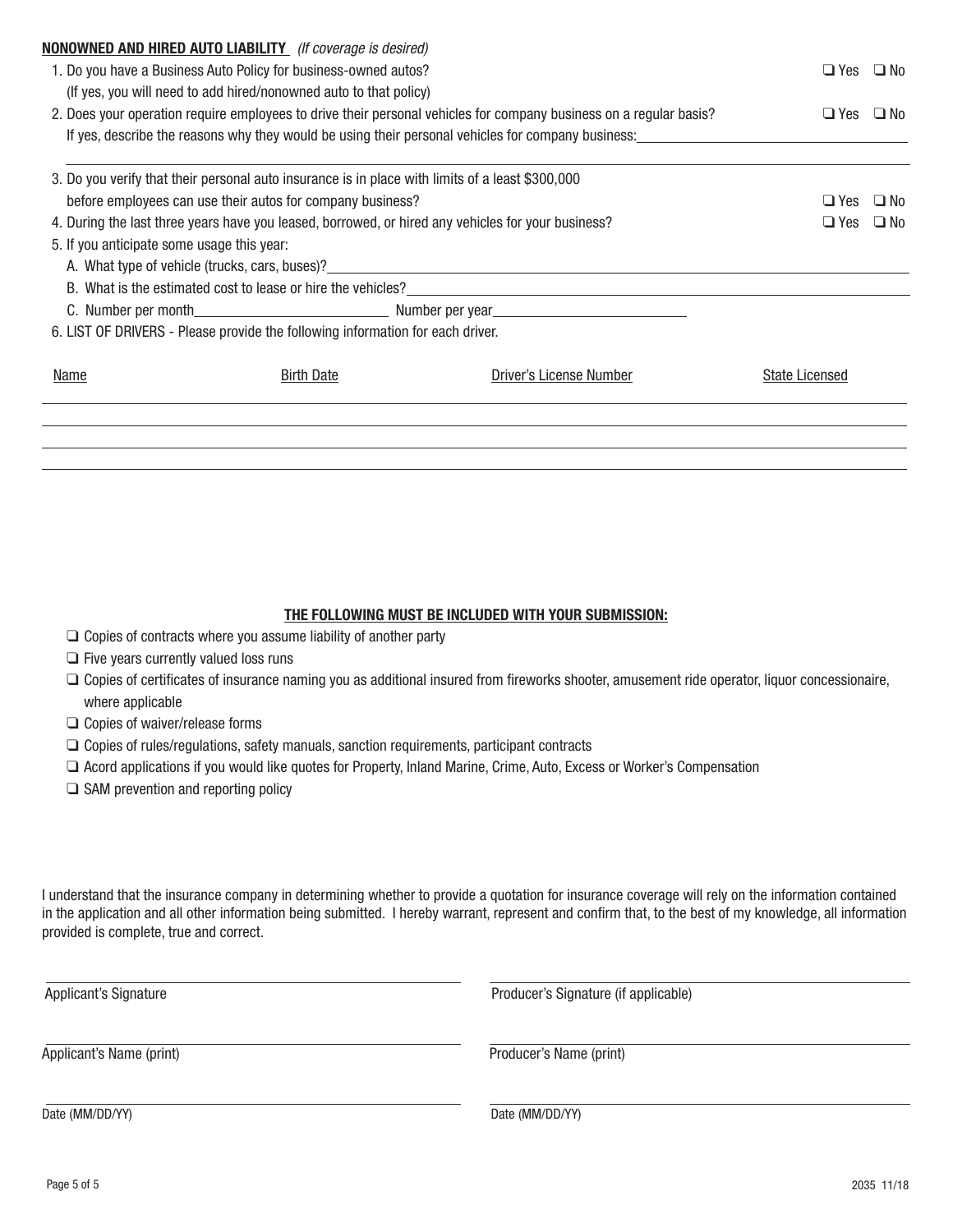**NONOWNED AND HIRED AUTO LIABILITY** *(If coverage is desired)*

1. Do you have a Business Auto Policy for business-owned autos? ❑ Yes ❑ No
   (If yes, you will need to add hired/nonowned auto to that policy)
2. Does your operation require employees to drive their personal vehicles for company business on a regular basis? ❑ Yes ❑ No
   If yes, describe the reasons why they would be using their personal vehicles for company business: ____________________
3. Do you verify that their personal auto insurance is in place with limits of a least $300,000 before employees can use their autos for company business? ❑ Yes ❑ No
4. During the last three years have you leased, borrowed, or hired any vehicles for your business? ❑ Yes ❑ No
5. If you anticipate some usage this year:
   A. What type of vehicle (trucks, cars, buses)? ____________________
   B. What is the estimated cost to lease or hire the vehicles? ____________________
   C. Number per month ____________________ Number per year ____________________
6. LIST OF DRIVERS - Please provide the following information for each driver.

| Name | Birth Date | Driver's License Number | State Licensed |
|---|---|---|---|
| | | | |
| | | | |
| | | | |
| | | | |

**THE FOLLOWING MUST BE INCLUDED WITH YOUR SUBMISSION:**

- ❑ Copies of contracts where you assume liability of another party
- ❑ Five years currently valued loss runs
- ❑ Copies of certificates of insurance naming you as additional insured from fireworks shooter, amusement ride operator, liquor concessionaire, where applicable
- ❑ Copies of waiver/release forms
- ❑ Copies of rules/regulations, safety manuals, sanction requirements, participant contracts
- ❑ Acord applications if you would like quotes for Property, Inland Marine, Crime, Auto, Excess or Worker's Compensation
- ❑ SAM prevention and reporting policy

I understand that the insurance company in determining whether to provide a quotation for insurance coverage will rely on the information contained in the application and all other information being submitted. I hereby warrant, represent and confirm that, to the best of my knowledge, all information provided is complete, true and correct.

____________________ Applicant's Signature

____________________ Producer's Signature (if applicable)

____________________ Applicant's Name (print)

____________________ Producer's Name (print)

____________________ Date (MM/DD/YY)

____________________ Date (MM/DD/YY)

2035 11/18